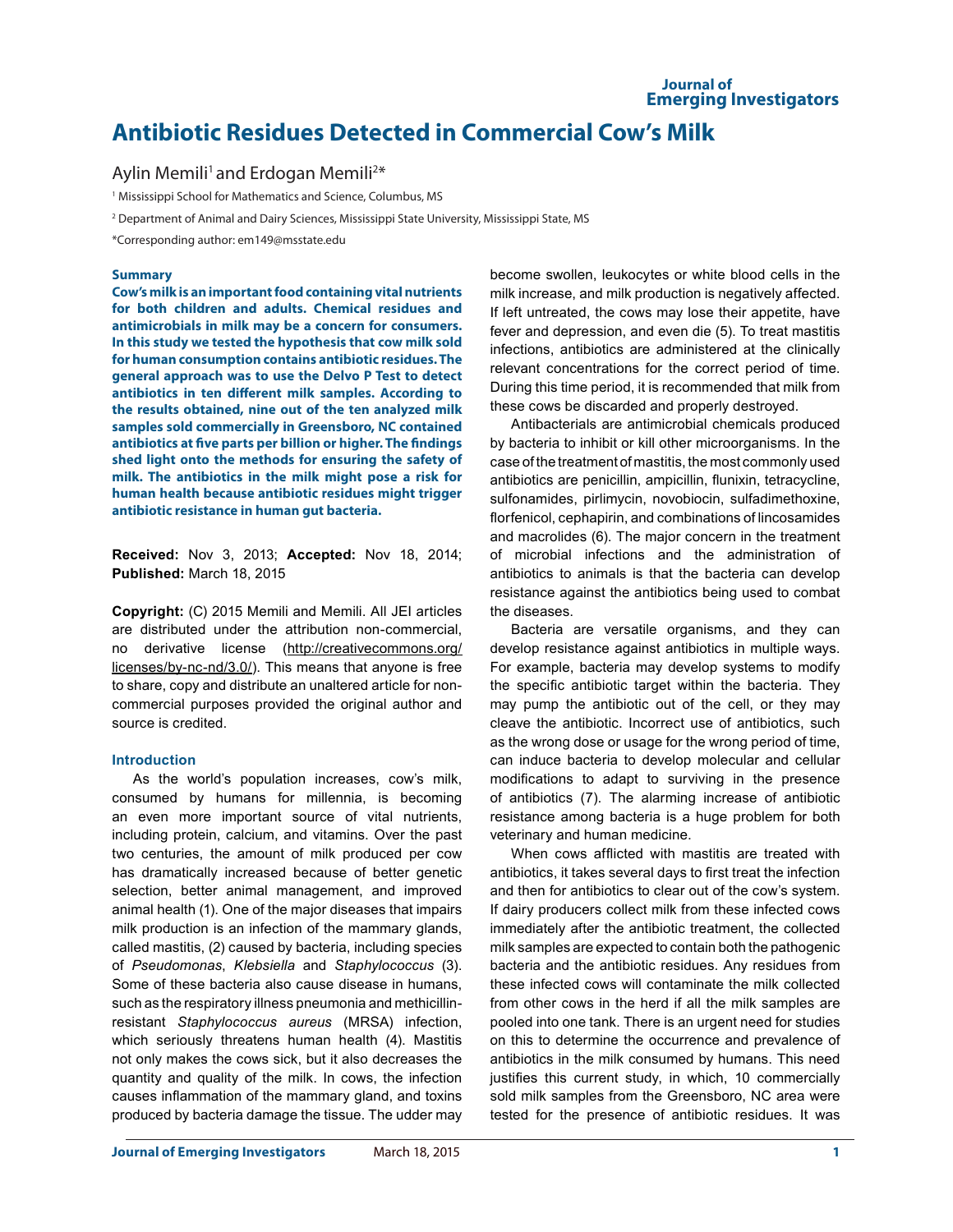# Antibiotic Residues Detected in Commercial Cow's Milk

Aylin Memili[1] and Erdogan Memili[2*]

[1] Mississippi School for Mathematics and Science, Columbus, MS

[2] Department of Animal and Dairy Sciences, Mississippi State University, Mississippi State, MS

*Corresponding author: em149@msstate.edu

### Summary

**Cow's milk is an important food containing vital nutrients for both children and adults. Chemical residues and antimicrobials in milk may be a concern for consumers. In this study we tested the hypothesis that cow milk sold for human consumption contains antibiotic residues. The general approach was to use the Delvo P Test to detect antibiotics in ten different milk samples. According to the results obtained, nine out of the ten analyzed milk samples sold commercially in Greensboro, NC contained antibiotics at five parts per billion or higher. The findings shed light onto the methods for ensuring the safety of milk. The antibiotics in the milk might pose a risk for human health because antibiotic residues might trigger antibiotic resistance in human gut bacteria.**

**Received:** Nov 3, 2013; **Accepted:** Nov 18, 2014; **Published:** March 18, 2015

**Copyright:** (C) 2015 Memili and Memili. All JEI articles are distributed under the attribution non-commercial, no derivative license (http://creativecommons.org/licenses/by-nc-nd/3.0/). This means that anyone is free to share, copy and distribute an unaltered article for non-commercial purposes provided the original author and source is credited.

### Introduction

As the world's population increases, cow's milk, consumed by humans for millennia, is becoming an even more important source of vital nutrients, including protein, calcium, and vitamins. Over the past two centuries, the amount of milk produced per cow has dramatically increased because of better genetic selection, better animal management, and improved animal health (1). One of the major diseases that impairs milk production is an infection of the mammary glands, called mastitis, (2) caused by bacteria, including species of *Pseudomonas*, *Klebsiella* and *Staphylococcus* (3). Some of these bacteria also cause disease in humans, such as the respiratory illness pneumonia and methicillin-resistant *Staphylococcus aureus* (MRSA) infection, which seriously threatens human health (4). Mastitis not only makes the cows sick, but it also decreases the quantity and quality of the milk. In cows, the infection causes inflammation of the mammary gland, and toxins produced by bacteria damage the tissue. The udder may become swollen, leukocytes or white blood cells in the milk increase, and milk production is negatively affected. If left untreated, the cows may lose their appetite, have fever and depression, and even die (5). To treat mastitis infections, antibiotics are administered at the clinically relevant concentrations for the correct period of time. During this time period, it is recommended that milk from these cows be discarded and properly destroyed.

Antibacterials are antimicrobial chemicals produced by bacteria to inhibit or kill other microorganisms. In the case of the treatment of mastitis, the most commonly used antibiotics are penicillin, ampicillin, flunixin, tetracycline, sulfonamides, pirlimycin, novobiocin, sulfadimethoxine, florfenicol, cephapirin, and combinations of lincosamides and macrolides (6). The major concern in the treatment of microbial infections and the administration of antibiotics to animals is that the bacteria can develop resistance against the antibiotics being used to combat the diseases.

Bacteria are versatile organisms, and they can develop resistance against antibiotics in multiple ways. For example, bacteria may develop systems to modify the specific antibiotic target within the bacteria. They may pump the antibiotic out of the cell, or they may cleave the antibiotic. Incorrect use of antibiotics, such as the wrong dose or usage for the wrong period of time, can induce bacteria to develop molecular and cellular modifications to adapt to surviving in the presence of antibiotics (7). The alarming increase of antibiotic resistance among bacteria is a huge problem for both veterinary and human medicine.

When cows afflicted with mastitis are treated with antibiotics, it takes several days to first treat the infection and then for antibiotics to clear out of the cow's system. If dairy producers collect milk from these infected cows immediately after the antibiotic treatment, the collected milk samples are expected to contain both the pathogenic bacteria and the antibiotic residues. Any residues from these infected cows will contaminate the milk collected from other cows in the herd if all the milk samples are pooled into one tank. There is an urgent need for studies on this to determine the occurrence and prevalence of antibiotics in the milk consumed by humans. This need justifies this current study, in which, 10 commercially sold milk samples from the Greensboro, NC area were tested for the presence of antibiotic residues. It was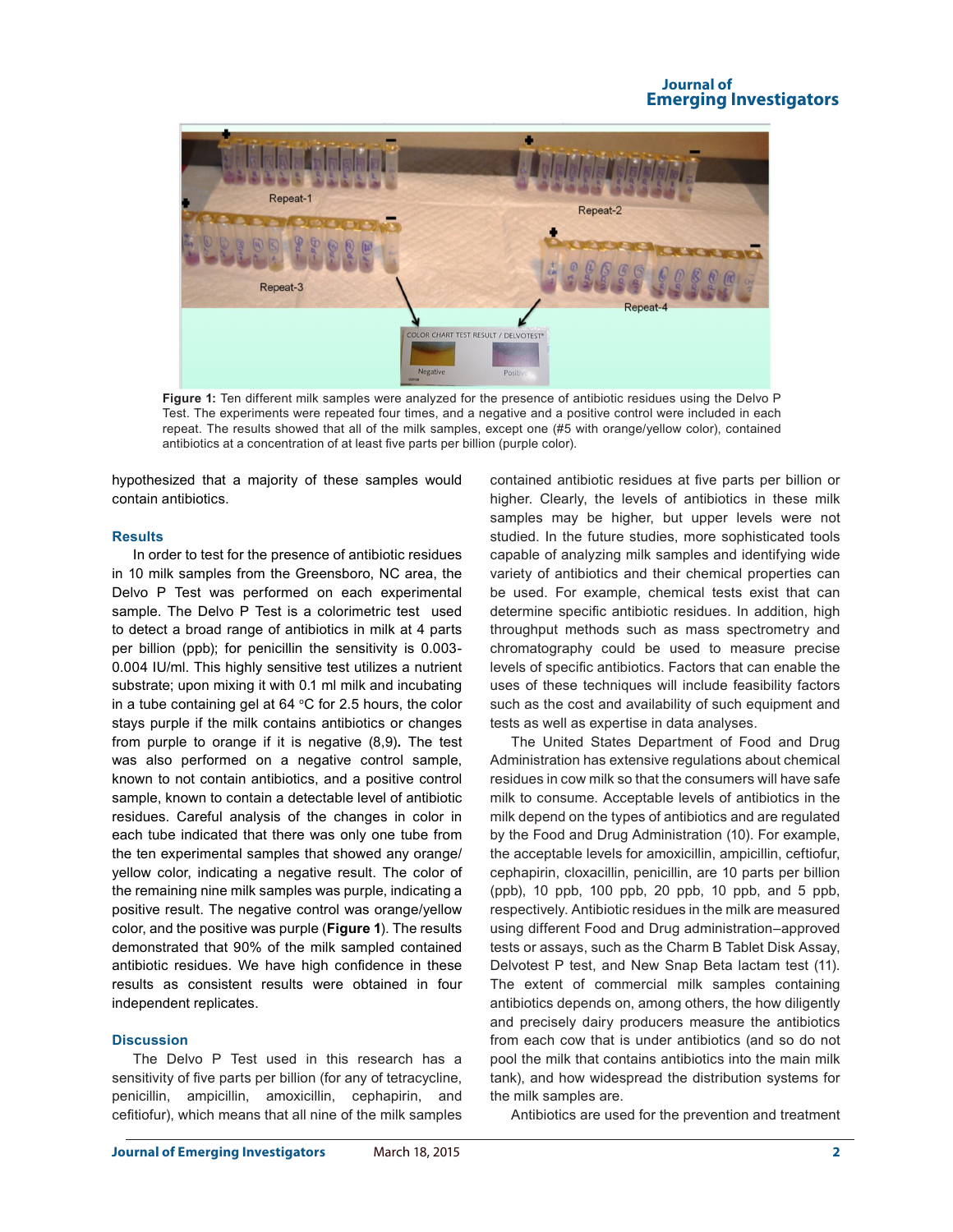Figure 1: Ten different milk samples were analyzed for the presence of antibiotic residues using the Delvo P Test. The experiments were repeated four times, and a negative and a positive control were included in each repeat. The results showed that all of the milk samples, except one (#5 with orange/yellow color), contained antibiotics at a concentration of at least five parts per billion (purple color).

hypothesized that a majority of these samples would contain antibiotics.

## Results

In order to test for the presence of antibiotic residues in 10 milk samples from the Greensboro, NC area, the Delvo P Test was performed on each experimental sample. The Delvo P Test is a colorimetric test used to detect a broad range of antibiotics in milk at 4 parts per billion (ppb); for penicillin the sensitivity is 0.003-0.004 IU/ml. This highly sensitive test utilizes a nutrient substrate; upon mixing it with 0.1 ml milk and incubating in a tube containing gel at 64 °C for 2.5 hours, the color stays purple if the milk contains antibiotics or changes from purple to orange if it is negative (8,9). The test was also performed on a negative control sample, known to not contain antibiotics, and a positive control sample, known to contain a detectable level of antibiotic residues. Careful analysis of the changes in color in each tube indicated that there was only one tube from the ten experimental samples that showed any orange/yellow color, indicating a negative result. The color of the remaining nine milk samples was purple, indicating a positive result. The negative control was orange/yellow color, and the positive was purple (**Figure 1**). The results demonstrated that 90% of the milk sampled contained antibiotic residues. We have high confidence in these results as consistent results were obtained in four independent replicates.

## Discussion

The Delvo P Test used in this research has a sensitivity of five parts per billion (for any of tetracycline, penicillin, ampicillin, amoxicillin, cephapirin, and cefitiofur), which means that all nine of the milk samples contained antibiotic residues at five parts per billion or higher. Clearly, the levels of antibiotics in these milk samples may be higher, but upper levels were not studied. In the future studies, more sophisticated tools capable of analyzing milk samples and identifying wide variety of antibiotics and their chemical properties can be used. For example, chemical tests exist that can determine specific antibiotic residues. In addition, high throughput methods such as mass spectrometry and chromatography could be used to measure precise levels of specific antibiotics. Factors that can enable the uses of these techniques will include feasibility factors such as the cost and availability of such equipment and tests as well as expertise in data analyses.

The United States Department of Food and Drug Administration has extensive regulations about chemical residues in cow milk so that the consumers will have safe milk to consume. Acceptable levels of antibiotics in the milk depend on the types of antibiotics and are regulated by the Food and Drug Administration (10). For example, the acceptable levels for amoxicillin, ampicillin, ceftiofur, cephapirin, cloxacillin, penicillin, are 10 parts per billion (ppb), 10 ppb, 100 ppb, 20 ppb, 10 ppb, and 5 ppb, respectively. Antibiotic residues in the milk are measured using different Food and Drug administration–approved tests or assays, such as the Charm B Tablet Disk Assay, Delvotest P test, and New Snap Beta lactam test (11). The extent of commercial milk samples containing antibiotics depends on, among others, the how diligently and precisely dairy producers measure the antibiotics from each cow that is under antibiotics (and so do not pool the milk that contains antibiotics into the main milk tank), and how widespread the distribution systems for the milk samples are.

Antibiotics are used for the prevention and treatment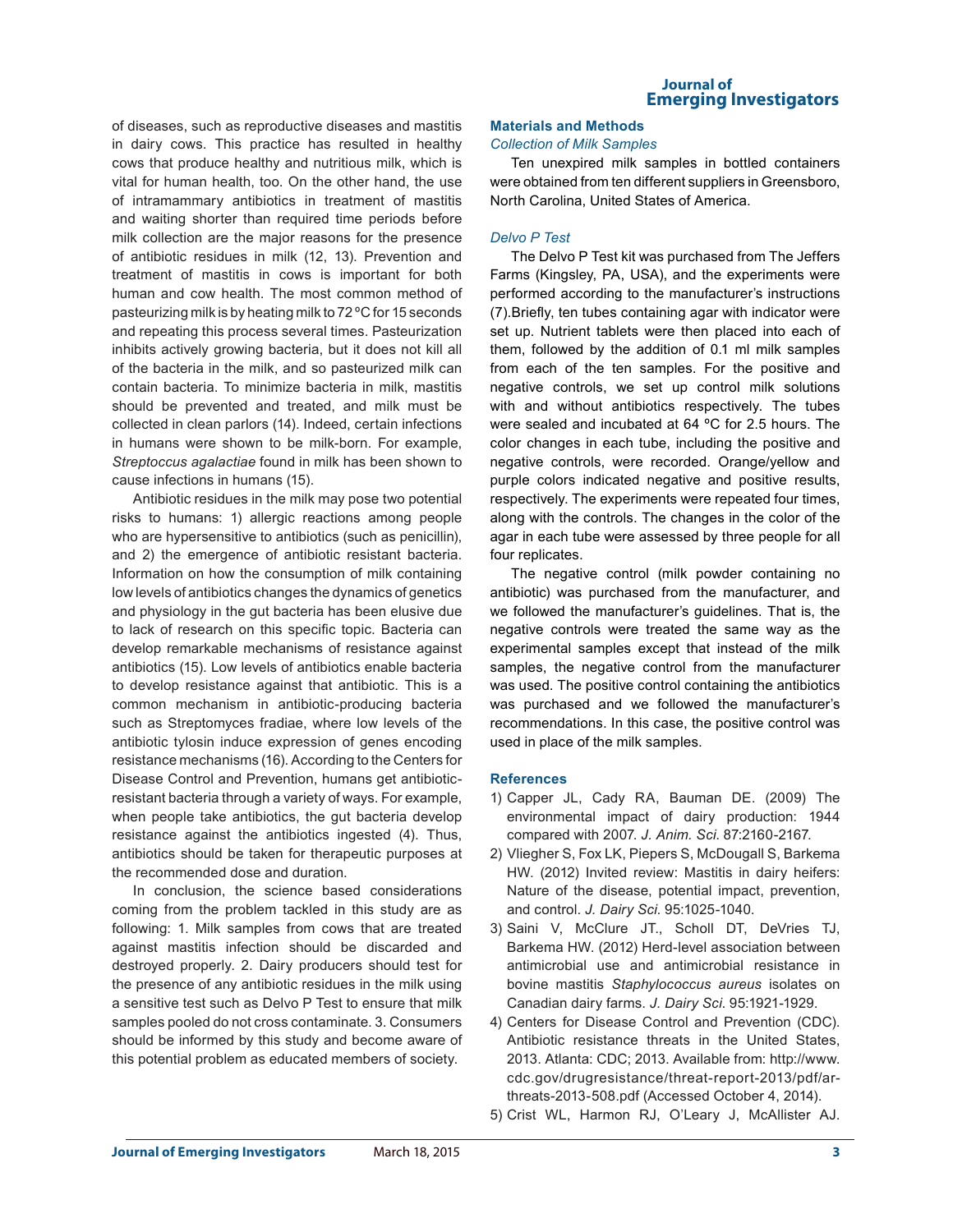of diseases, such as reproductive diseases and mastitis in dairy cows. This practice has resulted in healthy cows that produce healthy and nutritious milk, which is vital for human health, too. On the other hand, the use of intramammary antibiotics in treatment of mastitis and waiting shorter than required time periods before milk collection are the major reasons for the presence of antibiotic residues in milk (12, 13). Prevention and treatment of mastitis in cows is important for both human and cow health. The most common method of pasteurizing milk is by heating milk to 72 ºC for 15 seconds and repeating this process several times. Pasteurization inhibits actively growing bacteria, but it does not kill all of the bacteria in the milk, and so pasteurized milk can contain bacteria. To minimize bacteria in milk, mastitis should be prevented and treated, and milk must be collected in clean parlors (14). Indeed, certain infections in humans were shown to be milk-born. For example, *Streptoccus agalactiae* found in milk has been shown to cause infections in humans (15).

Antibiotic residues in the milk may pose two potential risks to humans: 1) allergic reactions among people who are hypersensitive to antibiotics (such as penicillin), and 2) the emergence of antibiotic resistant bacteria. Information on how the consumption of milk containing low levels of antibiotics changes the dynamics of genetics and physiology in the gut bacteria has been elusive due to lack of research on this specific topic. Bacteria can develop remarkable mechanisms of resistance against antibiotics (15). Low levels of antibiotics enable bacteria to develop resistance against that antibiotic. This is a common mechanism in antibiotic-producing bacteria such as Streptomyces fradiae, where low levels of the antibiotic tylosin induce expression of genes encoding resistance mechanisms (16). According to the Centers for Disease Control and Prevention, humans get antibiotic-resistant bacteria through a variety of ways. For example, when people take antibiotics, the gut bacteria develop resistance against the antibiotics ingested (4). Thus, antibiotics should be taken for therapeutic purposes at the recommended dose and duration.

In conclusion, the science based considerations coming from the problem tackled in this study are as following: 1. Milk samples from cows that are treated against mastitis infection should be discarded and destroyed properly. 2. Dairy producers should test for the presence of any antibiotic residues in the milk using a sensitive test such as Delvo P Test to ensure that milk samples pooled do not cross contaminate. 3. Consumers should be informed by this study and become aware of this potential problem as educated members of society.

## Materials and Methods

### *Collection of Milk Samples*

Ten unexpired milk samples in bottled containers were obtained from ten different suppliers in Greensboro, North Carolina, United States of America.

### *Delvo P Test*

The Delvo P Test kit was purchased from The Jeffers Farms (Kingsley, PA, USA), and the experiments were performed according to the manufacturer's instructions (7).Briefly, ten tubes containing agar with indicator were set up. Nutrient tablets were then placed into each of them, followed by the addition of 0.1 ml milk samples from each of the ten samples. For the positive and negative controls, we set up control milk solutions with and without antibiotics respectively. The tubes were sealed and incubated at 64 ºC for 2.5 hours. The color changes in each tube, including the positive and negative controls, were recorded. Orange/yellow and purple colors indicated negative and positive results, respectively. The experiments were repeated four times, along with the controls. The changes in the color of the agar in each tube were assessed by three people for all four replicates.

The negative control (milk powder containing no antibiotic) was purchased from the manufacturer, and we followed the manufacturer's guidelines. That is, the negative controls were treated the same way as the experimental samples except that instead of the milk samples, the negative control from the manufacturer was used. The positive control containing the antibiotics was purchased and we followed the manufacturer's recommendations. In this case, the positive control was used in place of the milk samples.

## References

1) Capper JL, Cady RA, Bauman DE. (2009) The environmental impact of dairy production: 1944 compared with 2007. *J. Anim. Sci.* 87:2160-2167.
2) Vliegher S, Fox LK, Piepers S, McDougall S, Barkema HW. (2012) Invited review: Mastitis in dairy heifers: Nature of the disease, potential impact, prevention, and control. *J. Dairy Sci.* 95:1025-1040.
3) Saini V, McClure JT., Scholl DT, DeVries TJ, Barkema HW. (2012) Herd-level association between antimicrobial use and antimicrobial resistance in bovine mastitis *Staphylococcus aureus* isolates on Canadian dairy farms. *J. Dairy Sci.* 95:1921-1929.
4) Centers for Disease Control and Prevention (CDC). Antibiotic resistance threats in the United States, 2013. Atlanta: CDC; 2013. Available from: http://www.cdc.gov/drugresistance/threat-report-2013/pdf/ar-threats-2013-508.pdf (Accessed October 4, 2014).
5) Crist WL, Harmon RJ, O'Leary J, McAllister AJ.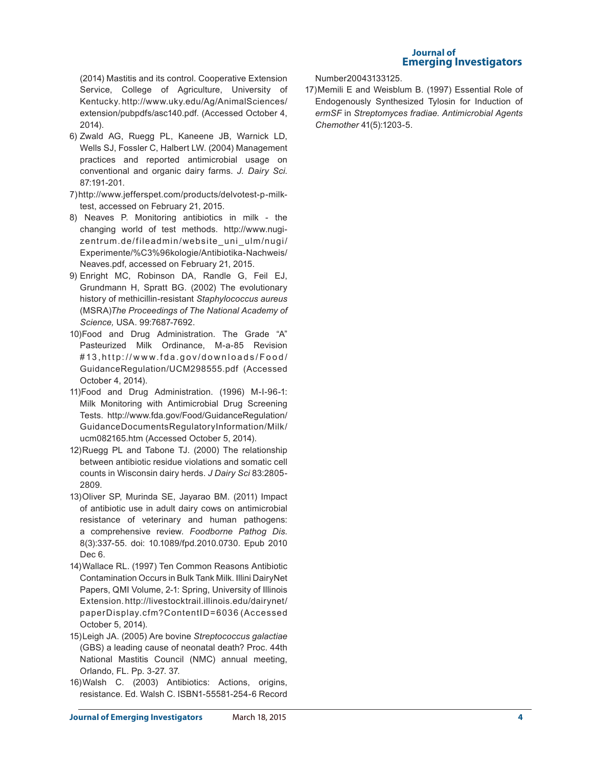(2014) Mastitis and its control. Cooperative Extension Service, College of Agriculture, University of Kentucky. http://www.uky.edu/Ag/AnimalSciences/extension/pubpdfs/asc140.pdf. (Accessed October 4, 2014).

6) Zwald AG, Ruegg PL, Kaneene JB, Warnick LD, Wells SJ, Fossler C, Halbert LW. (2004) Management practices and reported antimicrobial usage on conventional and organic dairy farms. *J. Dairy Sci.* 87:191-201.
7) http://www.jefferspet.com/products/delvotest-p-milk-test, accessed on February 21, 2015.
8) Neaves P. Monitoring antibiotics in milk - the changing world of test methods. http://www.nugi-zentrum.de/fileadmin/website_uni_ulm/nugi/Experimente/%C3%96kologie/Antibiotika-Nachweis/Neaves.pdf, accessed on February 21, 2015.
9) Enright MC, Robinson DA, Randle G, Feil EJ, Grundmann H, Spratt BG. (2002) The evolutionary history of methicillin-resistant *Staphylococcus aureus* (MSRA)*The Proceedings of The National Academy of Science,* USA. 99:7687-7692.
10) Food and Drug Administration. The Grade "A" Pasteurized Milk Ordinance, M-a-85 Revision #13, http://www.fda.gov/downloads/Food/GuidanceRegulation/UCM298555.pdf (Accessed October 4, 2014).
11) Food and Drug Administration. (1996) M-I-96-1: Milk Monitoring with Antimicrobial Drug Screening Tests. http://www.fda.gov/Food/GuidanceRegulation/GuidanceDocumentsRegulatoryInformation/Milk/ucm082165.htm (Accessed October 5, 2014).
12) Ruegg PL and Tabone TJ. (2000) The relationship between antibiotic residue violations and somatic cell counts in Wisconsin dairy herds. *J Dairy Sci* 83:2805-2809.
13) Oliver SP, Murinda SE, Jayarao BM. (2011) Impact of antibiotic use in adult dairy cows on antimicrobial resistance of veterinary and human pathogens: a comprehensive review. *Foodborne Pathog Dis.* 8(3):337-55. doi: 10.1089/fpd.2010.0730. Epub 2010 Dec 6.
14) Wallace RL. (1997) Ten Common Reasons Antibiotic Contamination Occurs in Bulk Tank Milk. Illini DairyNet Papers, QMI Volume, 2-1: Spring, University of Illinois Extension. http://livestocktrail.illinois.edu/dairynet/paperDisplay.cfm?ContentID=6036 (Accessed October 5, 2014).
15) Leigh JA. (2005) Are bovine *Streptococcus galactiae* (GBS) a leading cause of neonatal death? Proc. 44th National Mastitis Council (NMC) annual meeting, Orlando, FL. Pp. 3-27. 37.
16) Walsh C. (2003) Antibiotics: Actions, origins, resistance. Ed. Walsh C. ISBN1-55581-254-6 Record Number20043133125.
17) Memili E and Weisblum B. (1997) Essential Role of Endogenously Synthesized Tylosin for Induction of *ermSF* in *Streptomyces fradiae. Antimicrobial Agents Chemother* 41(5):1203-5.